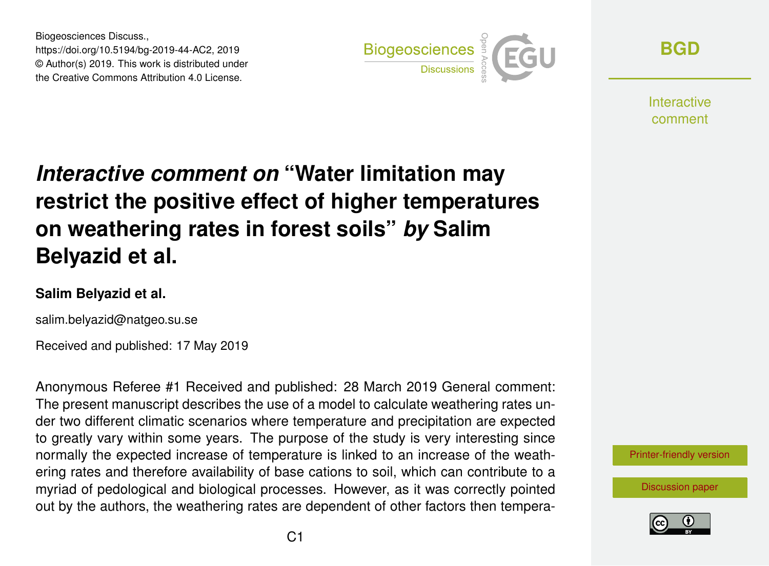# *Interactive comment on* "Water limitation may restrict the positive effect of higher temperatures on weathering rates in forest soils" *by* Salim Belyazid et al.

**Salim Belyazid et al.**

salim.belyazid@natgeo.su.se

Received and published: 17 May 2019

Anonymous Referee #1 Received and published: 28 March 2019 General comment: The present manuscript describes the use of a model to calculate weathering rates under two different climatic scenarios where temperature and precipitation are expected to greatly vary within some years. The purpose of the study is very interesting since normally the expected increase of temperature is linked to an increase of the weathering rates and therefore availability of base cations to soil, which can contribute to a myriad of pedological and biological processes. However, as it was correctly pointed out by the authors, the weathering rates are dependent of other factors then tempera-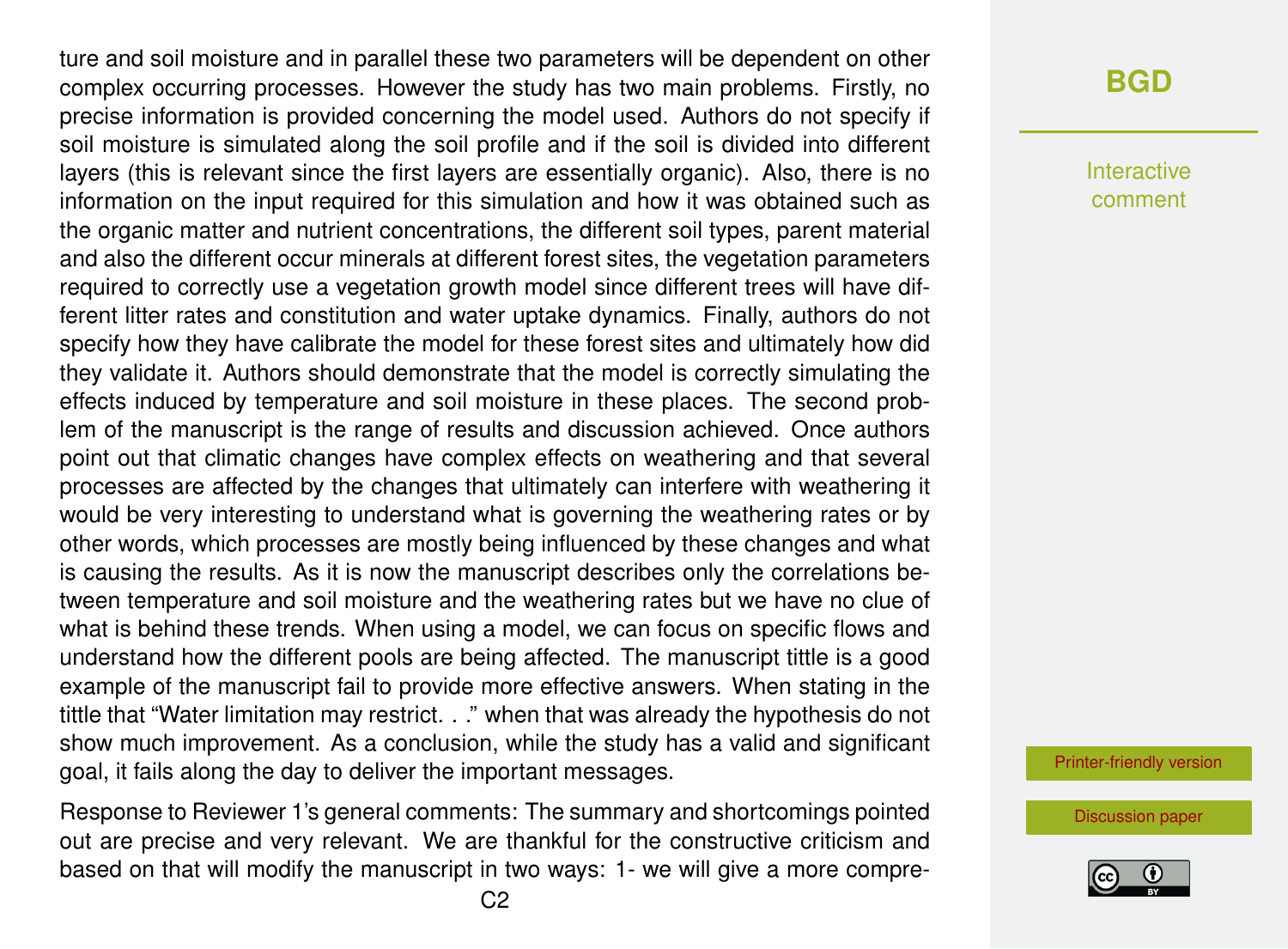ture and soil moisture and in parallel these two parameters will be dependent on other complex occurring processes. However the study has two main problems. Firstly, no precise information is provided concerning the model used. Authors do not specify if soil moisture is simulated along the soil profile and if the soil is divided into different layers (this is relevant since the first layers are essentially organic). Also, there is no information on the input required for this simulation and how it was obtained such as the organic matter and nutrient concentrations, the different soil types, parent material and also the different occur minerals at different forest sites, the vegetation parameters required to correctly use a vegetation growth model since different trees will have different litter rates and constitution and water uptake dynamics. Finally, authors do not specify how they have calibrate the model for these forest sites and ultimately how did they validate it. Authors should demonstrate that the model is correctly simulating the effects induced by temperature and soil moisture in these places. The second problem of the manuscript is the range of results and discussion achieved. Once authors point out that climatic changes have complex effects on weathering and that several processes are affected by the changes that ultimately can interfere with weathering it would be very interesting to understand what is governing the weathering rates or by other words, which processes are mostly being influenced by these changes and what is causing the results. As it is now the manuscript describes only the correlations between temperature and soil moisture and the weathering rates but we have no clue of what is behind these trends. When using a model, we can focus on specific flows and understand how the different pools are being affected. The manuscript tittle is a good example of the manuscript fail to provide more effective answers. When stating in the tittle that "Water limitation may restrict. . ." when that was already the hypothesis do not show much improvement. As a conclusion, while the study has a valid and significant goal, it fails along the day to deliver the important messages.

Response to Reviewer 1's general comments: The summary and shortcomings pointed out are precise and very relevant. We are thankful for the constructive criticism and based on that will modify the manuscript in two ways: 1- we will give a more compre-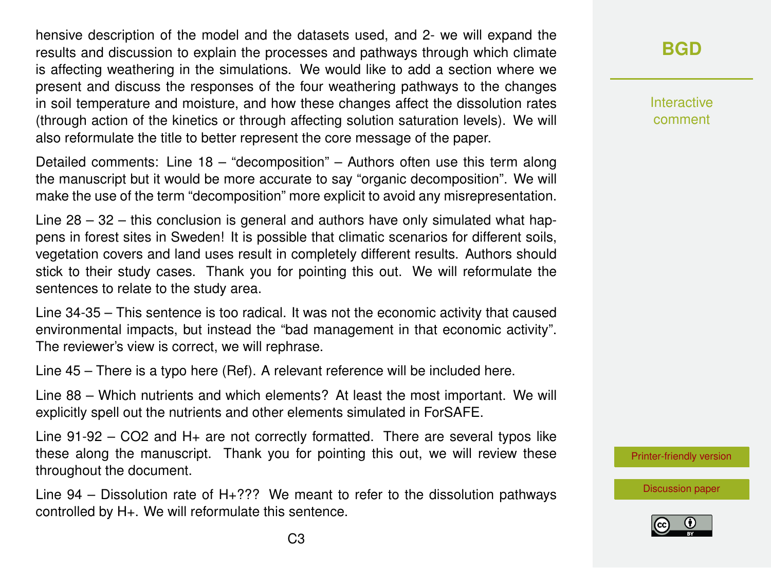hensive description of the model and the datasets used, and 2- we will expand the results and discussion to explain the processes and pathways through which climate is affecting weathering in the simulations. We would like to add a section where we present and discuss the responses of the four weathering pathways to the changes in soil temperature and moisture, and how these changes affect the dissolution rates (through action of the kinetics or through affecting solution saturation levels). We will also reformulate the title to better represent the core message of the paper.

Detailed comments: Line 18 – "decomposition" – Authors often use this term along the manuscript but it would be more accurate to say "organic decomposition". We will make the use of the term "decomposition" more explicit to avoid any misrepresentation.

Line 28 – 32 – this conclusion is general and authors have only simulated what happens in forest sites in Sweden! It is possible that climatic scenarios for different soils, vegetation covers and land uses result in completely different results. Authors should stick to their study cases. Thank you for pointing this out. We will reformulate the sentences to relate to the study area.

Line 34-35 – This sentence is too radical. It was not the economic activity that caused environmental impacts, but instead the "bad management in that economic activity". The reviewer's view is correct, we will rephrase.

Line 45 – There is a typo here (Ref). A relevant reference will be included here.

Line 88 – Which nutrients and which elements? At least the most important. We will explicitly spell out the nutrients and other elements simulated in ForSAFE.

Line 91-92 – CO2 and H+ are not correctly formatted. There are several typos like these along the manuscript. Thank you for pointing this out, we will review these throughout the document.

Line 94 – Dissolution rate of H+??? We meant to refer to the dissolution pathways controlled by H+. We will reformulate this sentence.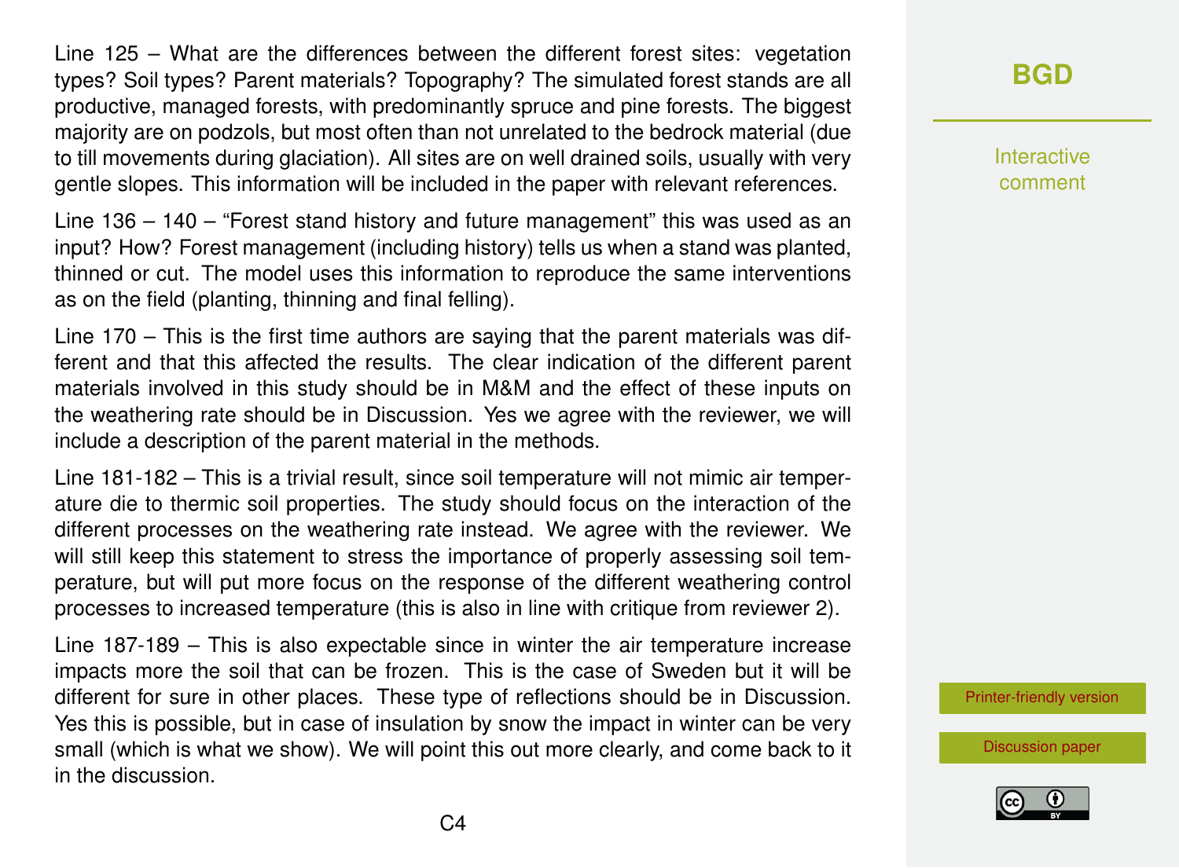Line 125 – What are the differences between the different forest sites: vegetation types? Soil types? Parent materials? Topography? The simulated forest stands are all productive, managed forests, with predominantly spruce and pine forests. The biggest majority are on podzols, but most often than not unrelated to the bedrock material (due to till movements during glaciation). All sites are on well drained soils, usually with very gentle slopes. This information will be included in the paper with relevant references.

Line 136 – 140 – "Forest stand history and future management" this was used as an input? How? Forest management (including history) tells us when a stand was planted, thinned or cut. The model uses this information to reproduce the same interventions as on the field (planting, thinning and final felling).

Line 170 – This is the first time authors are saying that the parent materials was different and that this affected the results. The clear indication of the different parent materials involved in this study should be in M&M and the effect of these inputs on the weathering rate should be in Discussion. Yes we agree with the reviewer, we will include a description of the parent material in the methods.

Line 181-182 – This is a trivial result, since soil temperature will not mimic air temperature die to thermic soil properties. The study should focus on the interaction of the different processes on the weathering rate instead. We agree with the reviewer. We will still keep this statement to stress the importance of properly assessing soil temperature, but will put more focus on the response of the different weathering control processes to increased temperature (this is also in line with critique from reviewer 2).

Line 187-189 – This is also expectable since in winter the air temperature increase impacts more the soil that can be frozen. This is the case of Sweden but it will be different for sure in other places. These type of reflections should be in Discussion. Yes this is possible, but in case of insulation by snow the impact in winter can be very small (which is what we show). We will point this out more clearly, and come back to it in the discussion.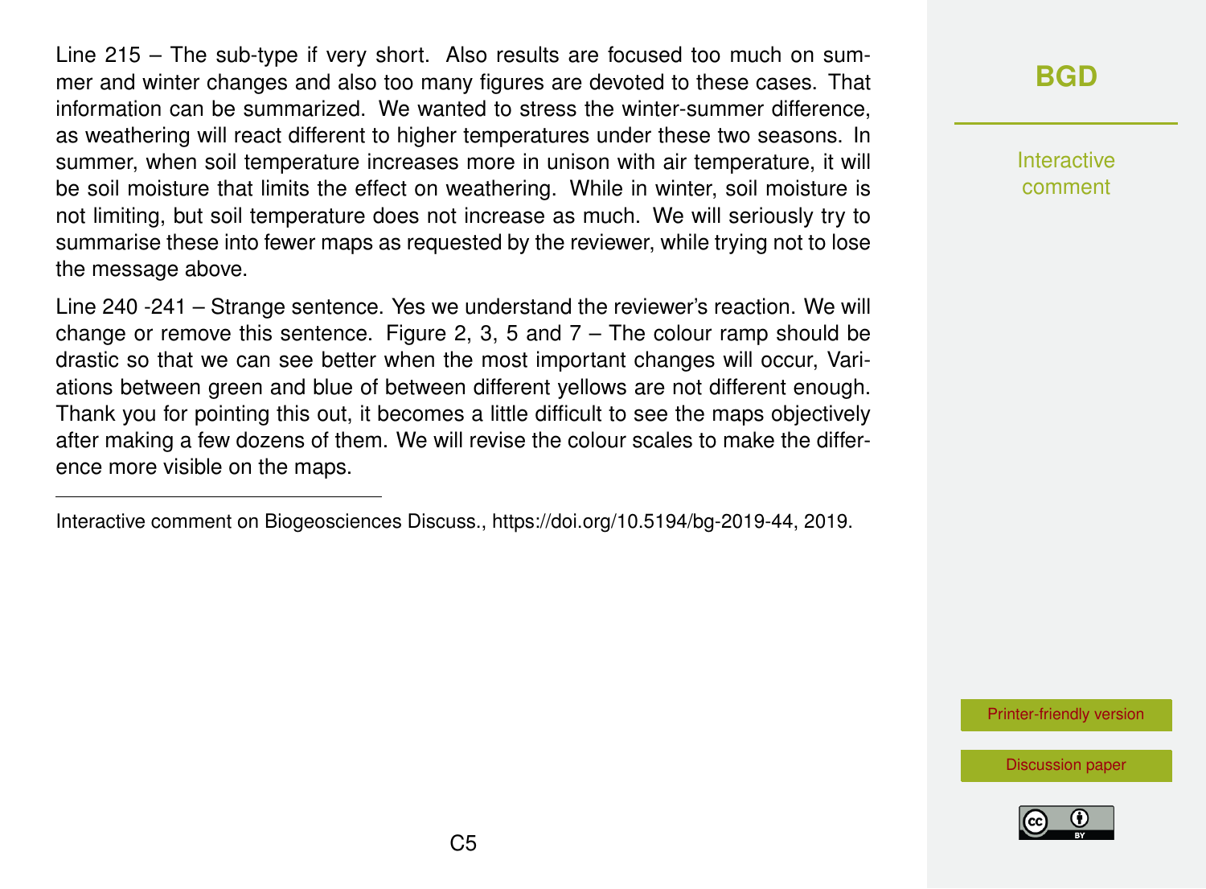Line 215 – The sub-type if very short. Also results are focused too much on summer and winter changes and also too many figures are devoted to these cases. That information can be summarized. We wanted to stress the winter-summer difference, as weathering will react different to higher temperatures under these two seasons. In summer, when soil temperature increases more in unison with air temperature, it will be soil moisture that limits the effect on weathering. While in winter, soil moisture is not limiting, but soil temperature does not increase as much. We will seriously try to summarise these into fewer maps as requested by the reviewer, while trying not to lose the message above.

Line 240 -241 – Strange sentence. Yes we understand the reviewer's reaction. We will change or remove this sentence. Figure 2, 3, 5 and 7 – The colour ramp should be drastic so that we can see better when the most important changes will occur, Variations between green and blue of between different yellows are not different enough. Thank you for pointing this out, it becomes a little difficult to see the maps objectively after making a few dozens of them. We will revise the colour scales to make the difference more visible on the maps.

---

Interactive comment on Biogeosciences Discuss., https://doi.org/10.5194/bg-2019-44, 2019.